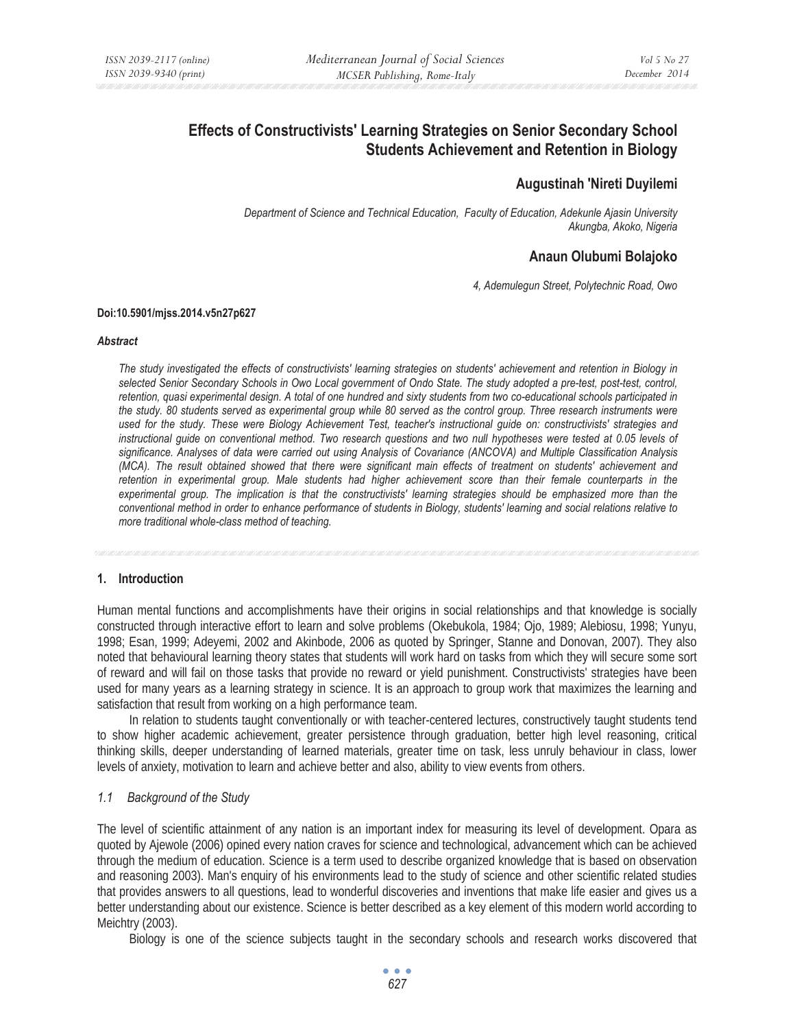# Effects of Constructivists' Learning Strategies on Senior Secondary School Students Achievement and Retention in Biology

**Augustinah 'Nireti Duyilemi**

*Department of Science and Technical Education, Faculty of Education, Adekunle Ajasin University Akungba, Akoko, Nigeria*

**Anaun Olubumi Bolajoko**

*4, Ademulegun Street, Polytechnic Road, Owo*

**Doi:10.5901/mjss.2014.v5n27p627**

***Abstract***

*The study investigated the effects of constructivists' learning strategies on students' achievement and retention in Biology in selected Senior Secondary Schools in Owo Local government of Ondo State. The study adopted a pre-test, post-test, control, retention, quasi experimental design. A total of one hundred and sixty students from two co-educational schools participated in the study. 80 students served as experimental group while 80 served as the control group. Three research instruments were used for the study. These were Biology Achievement Test, teacher's instructional guide on: constructivists' strategies and instructional guide on conventional method. Two research questions and two null hypotheses were tested at 0.05 levels of significance. Analyses of data were carried out using Analysis of Covariance (ANCOVA) and Multiple Classification Analysis (MCA). The result obtained showed that there were significant main effects of treatment on students' achievement and retention in experimental group. Male students had higher achievement score than their female counterparts in the experimental group. The implication is that the constructivists' learning strategies should be emphasized more than the conventional method in order to enhance performance of students in Biology, students' learning and social relations relative to more traditional whole-class method of teaching.*

## 1. Introduction

Human mental functions and accomplishments have their origins in social relationships and that knowledge is socially constructed through interactive effort to learn and solve problems (Okebukola, 1984; Ojo, 1989; Alebiosu, 1998; Yunyu, 1998; Esan, 1999; Adeyemi, 2002 and Akinbode, 2006 as quoted by Springer, Stanne and Donovan, 2007). They also noted that behavioural learning theory states that students will work hard on tasks from which they will secure some sort of reward and will fail on those tasks that provide no reward or yield punishment. Constructivists' strategies have been used for many years as a learning strategy in science. It is an approach to group work that maximizes the learning and satisfaction that result from working on a high performance team.

In relation to students taught conventionally or with teacher-centered lectures, constructively taught students tend to show higher academic achievement, greater persistence through graduation, better high level reasoning, critical thinking skills, deeper understanding of learned materials, greater time on task, less unruly behaviour in class, lower levels of anxiety, motivation to learn and achieve better and also, ability to view events from others.

### *1.1 Background of the Study*

The level of scientific attainment of any nation is an important index for measuring its level of development. Opara as quoted by Ajewole (2006) opined every nation craves for science and technological, advancement which can be achieved through the medium of education. Science is a term used to describe organized knowledge that is based on observation and reasoning 2003). Man's enquiry of his environments lead to the study of science and other scientific related studies that provides answers to all questions, lead to wonderful discoveries and inventions that make life easier and gives us a better understanding about our existence. Science is better described as a key element of this modern world according to Meichtry (2003).

Biology is one of the science subjects taught in the secondary schools and research works discovered that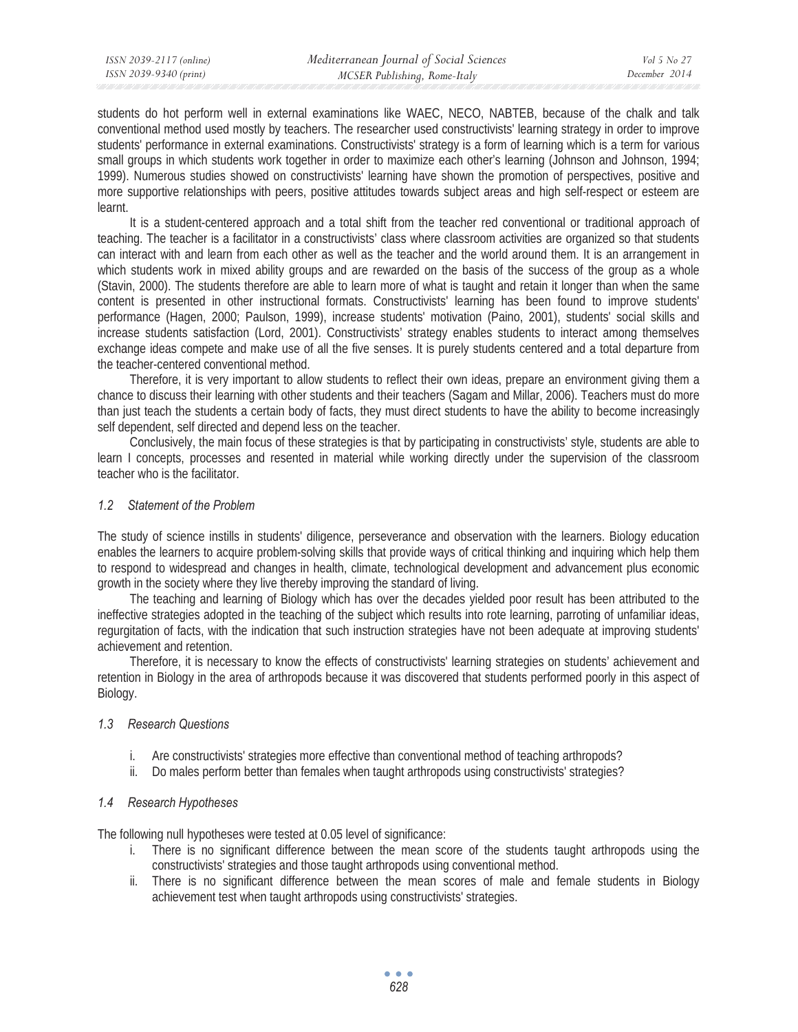students do hot perform well in external examinations like WAEC, NECO, NABTEB, because of the chalk and talk conventional method used mostly by teachers. The researcher used constructivists' learning strategy in order to improve students' performance in external examinations. Constructivists' strategy is a form of learning which is a term for various small groups in which students work together in order to maximize each other's learning (Johnson and Johnson, 1994; 1999). Numerous studies showed on constructivists' learning have shown the promotion of perspectives, positive and more supportive relationships with peers, positive attitudes towards subject areas and high self-respect or esteem are learnt.

It is a student-centered approach and a total shift from the teacher red conventional or traditional approach of teaching. The teacher is a facilitator in a constructivists' class where classroom activities are organized so that students can interact with and learn from each other as well as the teacher and the world around them. It is an arrangement in which students work in mixed ability groups and are rewarded on the basis of the success of the group as a whole (Stavin, 2000). The students therefore are able to learn more of what is taught and retain it longer than when the same content is presented in other instructional formats. Constructivists' learning has been found to improve students' performance (Hagen, 2000; Paulson, 1999), increase students' motivation (Paino, 2001), students' social skills and increase students satisfaction (Lord, 2001). Constructivists' strategy enables students to interact among themselves exchange ideas compete and make use of all the five senses. It is purely students centered and a total departure from the teacher-centered conventional method.

Therefore, it is very important to allow students to reflect their own ideas, prepare an environment giving them a chance to discuss their learning with other students and their teachers (Sagam and Millar, 2006). Teachers must do more than just teach the students a certain body of facts, they must direct students to have the ability to become increasingly self dependent, self directed and depend less on the teacher.

Conclusively, the main focus of these strategies is that by participating in constructivists' style, students are able to learn I concepts, processes and resented in material while working directly under the supervision of the classroom teacher who is the facilitator.

### *1.2 Statement of the Problem*

The study of science instills in students' diligence, perseverance and observation with the learners. Biology education enables the learners to acquire problem-solving skills that provide ways of critical thinking and inquiring which help them to respond to widespread and changes in health, climate, technological development and advancement plus economic growth in the society where they live thereby improving the standard of living.

The teaching and learning of Biology which has over the decades yielded poor result has been attributed to the ineffective strategies adopted in the teaching of the subject which results into rote learning, parroting of unfamiliar ideas, regurgitation of facts, with the indication that such instruction strategies have not been adequate at improving students' achievement and retention.

Therefore, it is necessary to know the effects of constructivists' learning strategies on students' achievement and retention in Biology in the area of arthropods because it was discovered that students performed poorly in this aspect of Biology.

### *1.3 Research Questions*

i. Are constructivists' strategies more effective than conventional method of teaching arthropods?
ii. Do males perform better than females when taught arthropods using constructivists' strategies?

### *1.4 Research Hypotheses*

The following null hypotheses were tested at 0.05 level of significance:

i. There is no significant difference between the mean score of the students taught arthropods using the constructivists' strategies and those taught arthropods using conventional method.
ii. There is no significant difference between the mean scores of male and female students in Biology achievement test when taught arthropods using constructivists' strategies.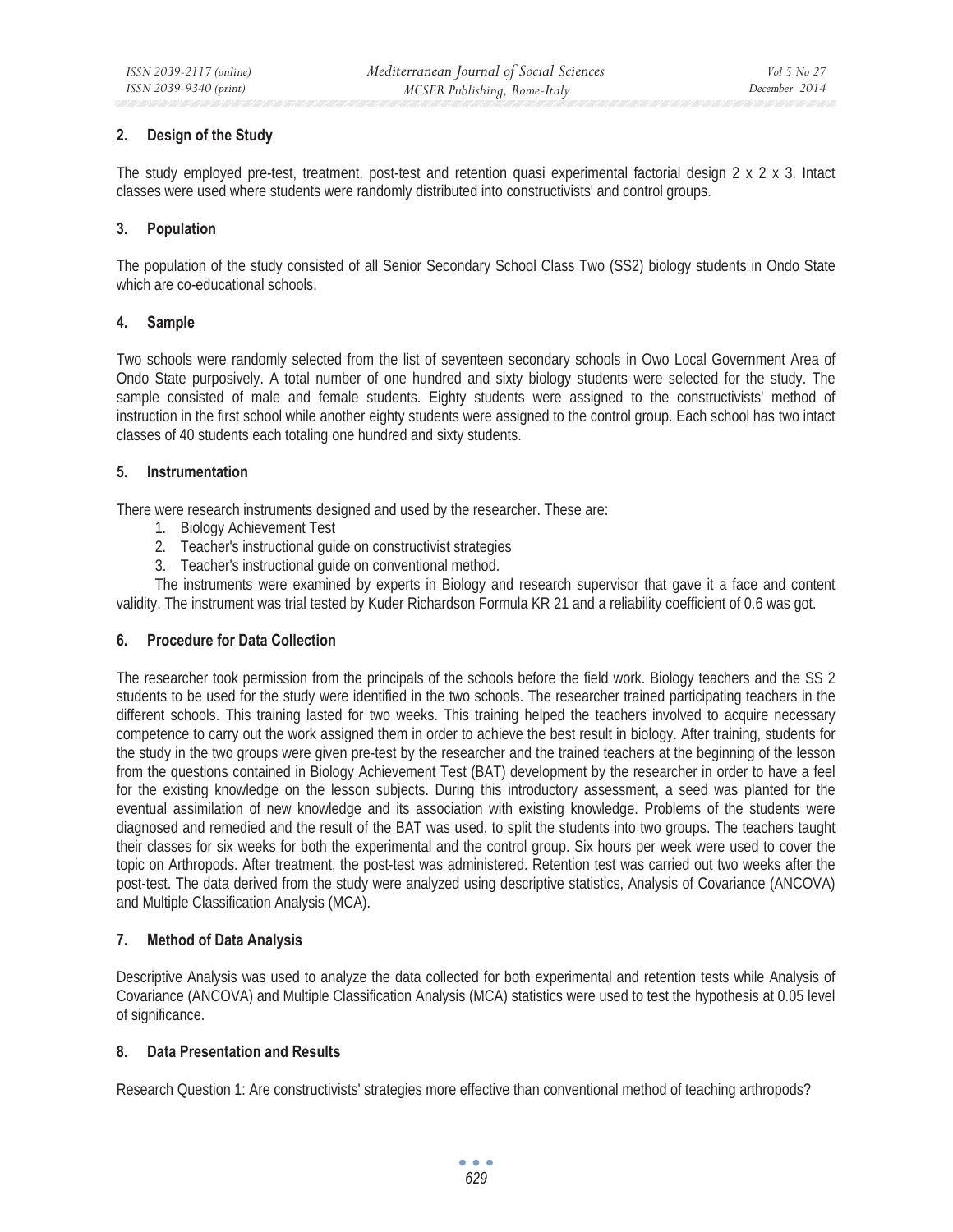## 2. Design of the Study

The study employed pre-test, treatment, post-test and retention quasi experimental factorial design 2 x 2 x 3. Intact classes were used where students were randomly distributed into constructivists' and control groups.

## 3. Population

The population of the study consisted of all Senior Secondary School Class Two (SS2) biology students in Ondo State which are co-educational schools.

## 4. Sample

Two schools were randomly selected from the list of seventeen secondary schools in Owo Local Government Area of Ondo State purposively. A total number of one hundred and sixty biology students were selected for the study. The sample consisted of male and female students. Eighty students were assigned to the constructivists' method of instruction in the first school while another eighty students were assigned to the control group. Each school has two intact classes of 40 students each totaling one hundred and sixty students.

## 5. Instrumentation

There were research instruments designed and used by the researcher. These are:

1. Biology Achievement Test
2. Teacher's instructional guide on constructivist strategies
3. Teacher's instructional guide on conventional method.

The instruments were examined by experts in Biology and research supervisor that gave it a face and content validity. The instrument was trial tested by Kuder Richardson Formula KR 21 and a reliability coefficient of 0.6 was got.

## 6. Procedure for Data Collection

The researcher took permission from the principals of the schools before the field work. Biology teachers and the SS 2 students to be used for the study were identified in the two schools. The researcher trained participating teachers in the different schools. This training lasted for two weeks. This training helped the teachers involved to acquire necessary competence to carry out the work assigned them in order to achieve the best result in biology. After training, students for the study in the two groups were given pre-test by the researcher and the trained teachers at the beginning of the lesson from the questions contained in Biology Achievement Test (BAT) development by the researcher in order to have a feel for the existing knowledge on the lesson subjects. During this introductory assessment, a seed was planted for the eventual assimilation of new knowledge and its association with existing knowledge. Problems of the students were diagnosed and remedied and the result of the BAT was used, to split the students into two groups. The teachers taught their classes for six weeks for both the experimental and the control group. Six hours per week were used to cover the topic on Arthropods. After treatment, the post-test was administered. Retention test was carried out two weeks after the post-test. The data derived from the study were analyzed using descriptive statistics, Analysis of Covariance (ANCOVA) and Multiple Classification Analysis (MCA).

## 7. Method of Data Analysis

Descriptive Analysis was used to analyze the data collected for both experimental and retention tests while Analysis of Covariance (ANCOVA) and Multiple Classification Analysis (MCA) statistics were used to test the hypothesis at 0.05 level of significance.

## 8. Data Presentation and Results

Research Question 1: Are constructivists' strategies more effective than conventional method of teaching arthropods?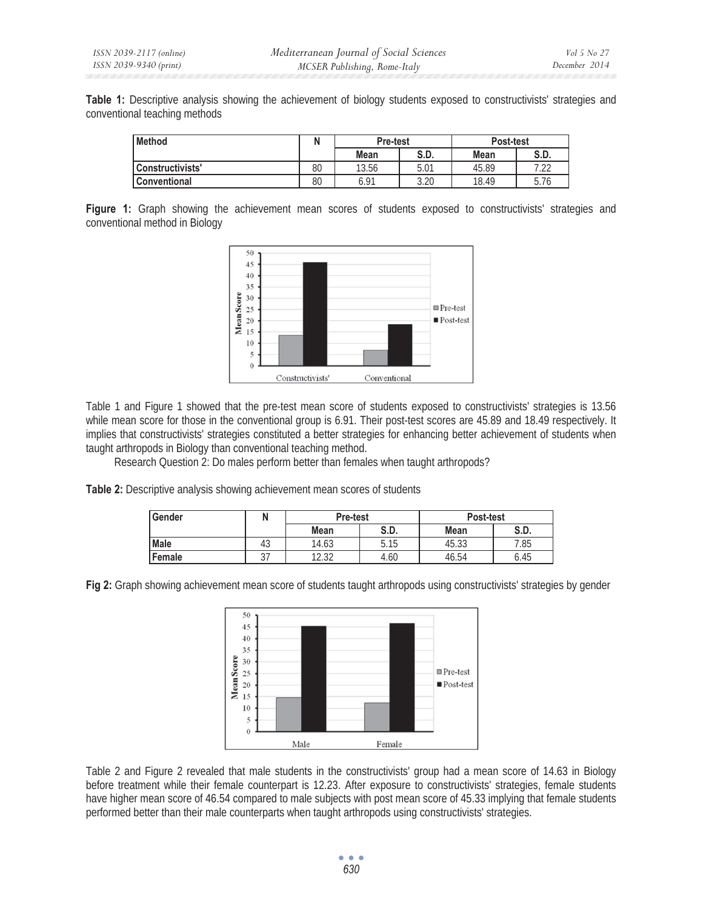**Table 1:** Descriptive analysis showing the achievement of biology students exposed to constructivists' strategies and conventional teaching methods

| Method | N | Pre-test | | Post-test | |
|---|---|---|---|---|---|
| | | Mean | S.D. | Mean | S.D. |
| Constructivists' | 80 | 13.56 | 5.01 | 45.89 | 7.22 |
| Conventional | 80 | 6.91 | 3.20 | 18.49 | 5.76 |

**Figure 1:** Graph showing the achievement mean scores of students exposed to constructivists' strategies and conventional method in Biology

Table 1 and Figure 1 showed that the pre-test mean score of students exposed to constructivists' strategies is 13.56 while mean score for those in the conventional group is 6.91. Their post-test scores are 45.89 and 18.49 respectively. It implies that constructivists' strategies constituted a better strategies for enhancing better achievement of students when taught arthropods in Biology than conventional teaching method.

Research Question 2: Do males perform better than females when taught arthropods?

**Table 2:** Descriptive analysis showing achievement mean scores of students

| Gender | N | Pre-test | | Post-test | |
|---|---|---|---|---|---|
| | | Mean | S.D. | Mean | S.D. |
| Male | 43 | 14.63 | 5.15 | 45.33 | 7.85 |
| Female | 37 | 12.32 | 4.60 | 46.54 | 6.45 |

**Fig 2:** Graph showing achievement mean score of students taught arthropods using constructivists' strategies by gender

Table 2 and Figure 2 revealed that male students in the constructivists' group had a mean score of 14.63 in Biology before treatment while their female counterpart is 12.23. After exposure to constructivists' strategies, female students have higher mean score of 46.54 compared to male subjects with post mean score of 45.33 implying that female students performed better than their male counterparts when taught arthropods using constructivists' strategies.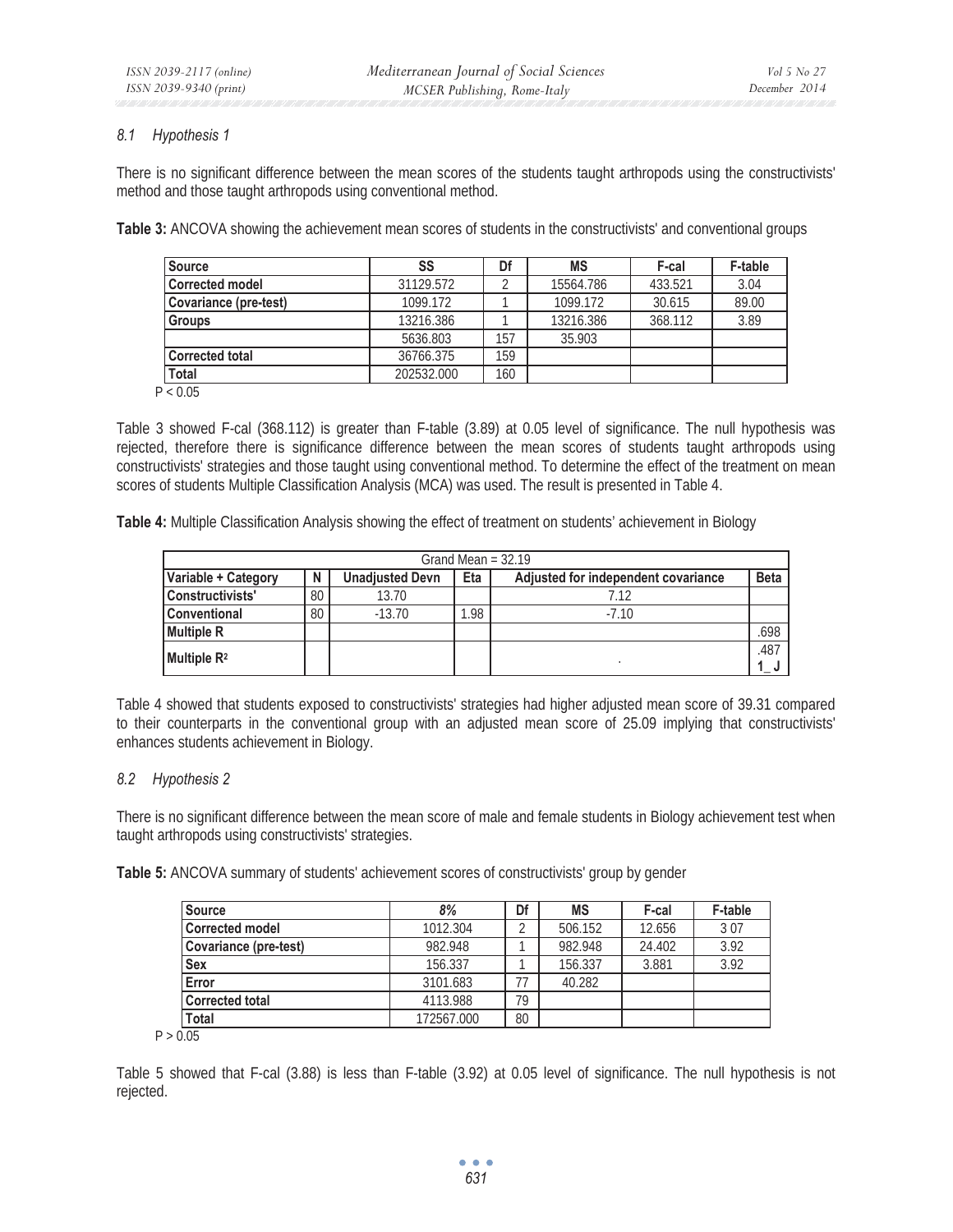### 8.1 Hypothesis 1

There is no significant difference between the mean scores of the students taught arthropods using the constructivists' method and those taught arthropods using conventional method.

**Table 3:** ANCOVA showing the achievement mean scores of students in the constructivists' and conventional groups

| Source | SS | Df | MS | F-cal | F-table |
|---|---|---|---|---|---|
| Corrected model | 31129.572 | 2 | 15564.786 | 433.521 | 3.04 |
| Covariance (pre-test) | 1099.172 | 1 | 1099.172 | 30.615 | 89.00 |
| Groups | 13216.386 | 1 | 13216.386 | 368.112 | 3.89 |
| | 5636.803 | 157 | 35.903 | | |
| Corrected total | 36766.375 | 159 | | | |
| Total | 202532.000 | 160 | | | |

$P < 0.05$

Table 3 showed F-cal (368.112) is greater than F-table (3.89) at 0.05 level of significance. The null hypothesis was rejected, therefore there is significance difference between the mean scores of students taught arthropods using constructivists' strategies and those taught using conventional method. To determine the effect of the treatment on mean scores of students Multiple Classification Analysis (MCA) was used. The result is presented in Table 4.

**Table 4:** Multiple Classification Analysis showing the effect of treatment on students' achievement in Biology

| Grand Mean = 32.19 | | | | | |
|---|---|---|---|---|---|
| Variable + Category | N | Unadjusted Devn | Eta | Adjusted for independent covariance | Beta |
| Constructivists' | 80 | 13.70 | | 7.12 | |
| Conventional | 80 | -13.70 | 1.98 | -7.10 | |
| Multiple R | | | | | .698 |
| Multiple $R^2$ | | | | . | .487 1_ J |

Table 4 showed that students exposed to constructivists' strategies had higher adjusted mean score of 39.31 compared to their counterparts in the conventional group with an adjusted mean score of 25.09 implying that constructivists' enhances students achievement in Biology.

### 8.2 Hypothesis 2

There is no significant difference between the mean score of male and female students in Biology achievement test when taught arthropods using constructivists' strategies.

**Table 5:** ANCOVA summary of students' achievement scores of constructivists' group by gender

| Source | 8% | Df | MS | F-cal | F-table |
|---|---|---|---|---|---|
| Corrected model | 1012.304 | 2 | 506.152 | 12.656 | 3 07 |
| Covariance (pre-test) | 982.948 | 1 | 982.948 | 24.402 | 3.92 |
| Sex | 156.337 | 1 | 156.337 | 3.881 | 3.92 |
| Error | 3101.683 | 77 | 40.282 | | |
| Corrected total | 4113.988 | 79 | | | |
| Total | 172567.000 | 80 | | | |

$P > 0.05$

Table 5 showed that F-cal (3.88) is less than F-table (3.92) at 0.05 level of significance. The null hypothesis is not rejected.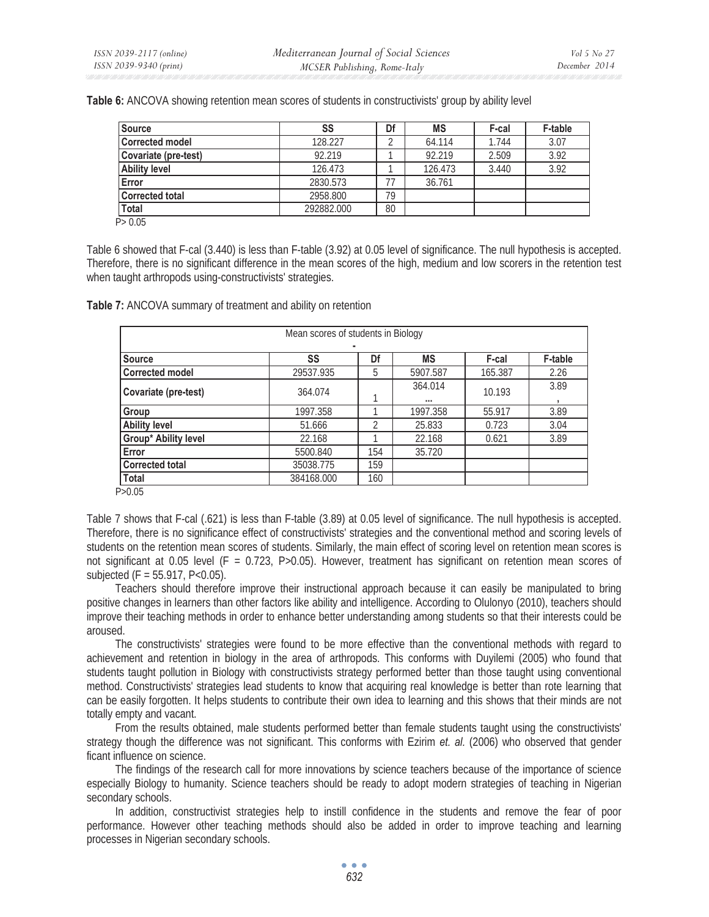**Table 6:** ANCOVA showing retention mean scores of students in constructivists' group by ability level

| Source | SS | Df | MS | F-cal | F-table |
|---|---|---|---|---|---|
| **Corrected model** | 128.227 | 2 | 64.114 | 1.744 | 3.07 |
| **Covariate (pre-test)** | 92.219 | 1 | 92.219 | 2.509 | 3.92 |
| **Ability level** | 126.473 | 1 | 126.473 | 3.440 | 3.92 |
| **Error** | 2830.573 | 77 | 36.761 | | |
| **Corrected total** | 2958.800 | 79 | | | |
| **Total** | 292882.000 | 80 | | | |

P> 0.05

Table 6 showed that F-cal (3.440) is less than F-table (3.92) at 0.05 level of significance. The null hypothesis is accepted. Therefore, there is no significant difference in the mean scores of the high, medium and low scorers in the retention test when taught arthropods using-constructivists' strategies.

**Table 7:** ANCOVA summary of treatment and ability on retention

| Mean scores of students in Biology | | | | | |
|---|---|---|---|---|---|
| **Source** | **SS** | **Df** | **MS** | **F-cal** | **F-table** |
| **Corrected model** | 29537.935 | 5 | 5907.587 | 165.387 | 2.26 |
| **Covariate (pre-test)** | 364.074 | 1 | 364.014 ... | 10.193 | 3.89 , |
| **Group** | 1997.358 | 1 | 1997.358 | 55.917 | 3.89 |
| **Ability level** | 51.666 | 2 | 25.833 | 0.723 | 3.04 |
| **Group* Ability level** | 22.168 | 1 | 22.168 | 0.621 | 3.89 |
| **Error** | 5500.840 | 154 | 35.720 | | |
| **Corrected total** | 35038.775 | 159 | | | |
| **Total** | 384168.000 | 160 | | | |

P>0.05

Table 7 shows that F-cal (.621) is less than F-table (3.89) at 0.05 level of significance. The null hypothesis is accepted. Therefore, there is no significance effect of constructivists' strategies and the conventional method and scoring levels of students on the retention mean scores of students. Similarly, the main effect of scoring level on retention mean scores is not significant at 0.05 level ($F = 0.723$, $P>0.05$). However, treatment has significant on retention mean scores of subjected ($F = 55.917$, $P<0.05$).

Teachers should therefore improve their instructional approach because it can easily be manipulated to bring positive changes in learners than other factors like ability and intelligence. According to Olulonyo (2010), teachers should improve their teaching methods in order to enhance better understanding among students so that their interests could be aroused.

The constructivists' strategies were found to be more effective than the conventional methods with regard to achievement and retention in biology in the area of arthropods. This conforms with Duyilemi (2005) who found that students taught pollution in Biology with constructivists strategy performed better than those taught using conventional method. Constructivists' strategies lead students to know that acquiring real knowledge is better than rote learning that can be easily forgotten. It helps students to contribute their own idea to learning and this shows that their minds are not totally empty and vacant.

From the results obtained, male students performed better than female students taught using the constructivists' strategy though the difference was not significant. This conforms with Ezirim *et. al.* (2006) who observed that gender ficant influence on science.

The findings of the research call for more innovations by science teachers because of the importance of science especially Biology to humanity. Science teachers should be ready to adopt modern strategies of teaching in Nigerian secondary schools.

In addition, constructivist strategies help to instill confidence in the students and remove the fear of poor performance. However other teaching methods should also be added in order to improve teaching and learning processes in Nigerian secondary schools.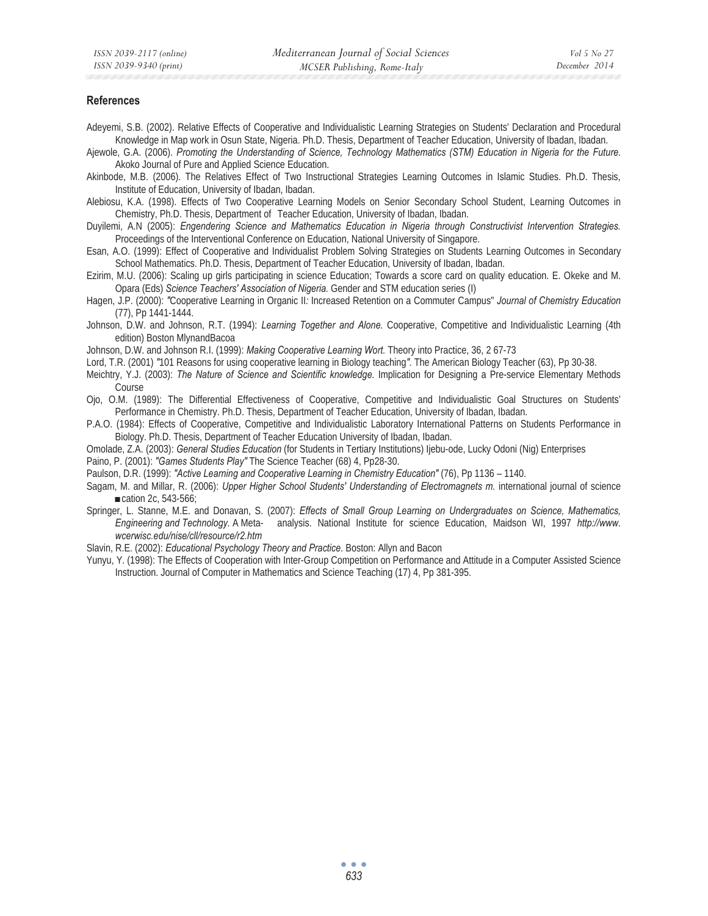## References

Adeyemi, S.B. (2002). Relative Effects of Cooperative and Individualistic Learning Strategies on Students' Declaration and Procedural Knowledge in Map work in Osun State, Nigeria. Ph.D. Thesis, Department of Teacher Education, University of Ibadan, Ibadan.

Ajewole, G.A. (2006). *Promoting the Understanding of Science, Technology Mathematics (STM) Education in Nigeria for the Future.* Akoko Journal of Pure and Applied Science Education.

Akinbode, M.B. (2006). The Relatives Effect of Two Instructional Strategies Learning Outcomes in Islamic Studies. Ph.D. Thesis, Institute of Education, University of Ibadan, Ibadan.

Alebiosu, K.A. (1998). Effects of Two Cooperative Learning Models on Senior Secondary School Student, Learning Outcomes in Chemistry, Ph.D. Thesis, Department of Teacher Education, University of Ibadan, Ibadan.

Duyilemi, A.N (2005): *Engendering Science and Mathematics Education in Nigeria through Constructivist Intervention Strategies.* Proceedings of the Interventional Conference on Education, National University of Singapore.

Esan, A.O. (1999): Effect of Cooperative and Individualist Problem Solving Strategies on Students Learning Outcomes in Secondary School Mathematics. Ph.D. Thesis, Department of Teacher Education, University of Ibadan, Ibadan.

Ezirim, M.U. (2006): Scaling up girls participating in science Education; Towards a score card on quality education. E. Okeke and M. Opara (Eds) *Science Teachers' Association of Nigeria.* Gender and STM education series (I)

Hagen, J.P. (2000): *"*Cooperative Learning in Organic II*:* Increased Retention on a Commuter Campus" *Journal of Chemistry Education* (77), Pp 1441-1444.

Johnson, D.W. and Johnson, R.T. (1994): *Learning Together and Alone.* Cooperative, Competitive and Individualistic Learning (4th edition) Boston MlynandBacoa

Johnson, D.W. and Johnson R.I. (1999): *Making Cooperative Learning Wort.* Theory into Practice, 36, 2 67-73

Lord, T.R. (2001) *"*101 Reasons for using cooperative learning in Biology teaching*".* The American Biology Teacher (63), Pp 30-38.

Meichtry, Y.J. (2003): *The Nature of Science and Scientific knowledge.* Implication for Designing a Pre-service Elementary Methods Course

Ojo, O.M. (1989): The Differential Effectiveness of Cooperative, Competitive and Individualistic Goal Structures on Students' Performance in Chemistry. Ph.D. Thesis, Department of Teacher Education, University of Ibadan, Ibadan.

P.A.O. (1984): Effects of Cooperative, Competitive and Individualistic Laboratory International Patterns on Students Performance in Biology. Ph.D. Thesis, Department of Teacher Education University of Ibadan, Ibadan.

Omolade, Z.A. (2003): *General Studies Education* (for Students in Tertiary Institutions) Ijebu-ode, Lucky Odoni (Nig) Enterprises

Paino, P. (2001): *"Games Students Play"* The Science Teacher (68) 4, Pp28-30.

Paulson, D.R. (1999): *"Active Learning and Cooperative Learning in Chemistry Education"* (76), Pp 1136 – 1140.

Sagam, M. and Millar, R. (2006): *Upper Higher School Students' Understanding of Electromagnets m.* international journal of science ■cation 2c, 543-566;

Springer, L. Stanne, M.E. and Donavan, S. (2007): *Effects of Small Group Learning on Undergraduates on Science, Mathematics, Engineering and Technology.* A Meta- analysis. National Institute for science Education, Maidson WI, 1997 *http://www. wcerwisc.edu/nise/cll/resource/r2.htm*

Slavin, R.E. (2002): *Educational Psychology Theory and Practice.* Boston: Allyn and Bacon

Yunyu, Y. (1998): The Effects of Cooperation with Inter-Group Competition on Performance and Attitude in a Computer Assisted Science Instruction. Journal of Computer in Mathematics and Science Teaching (17) 4, Pp 381-395.